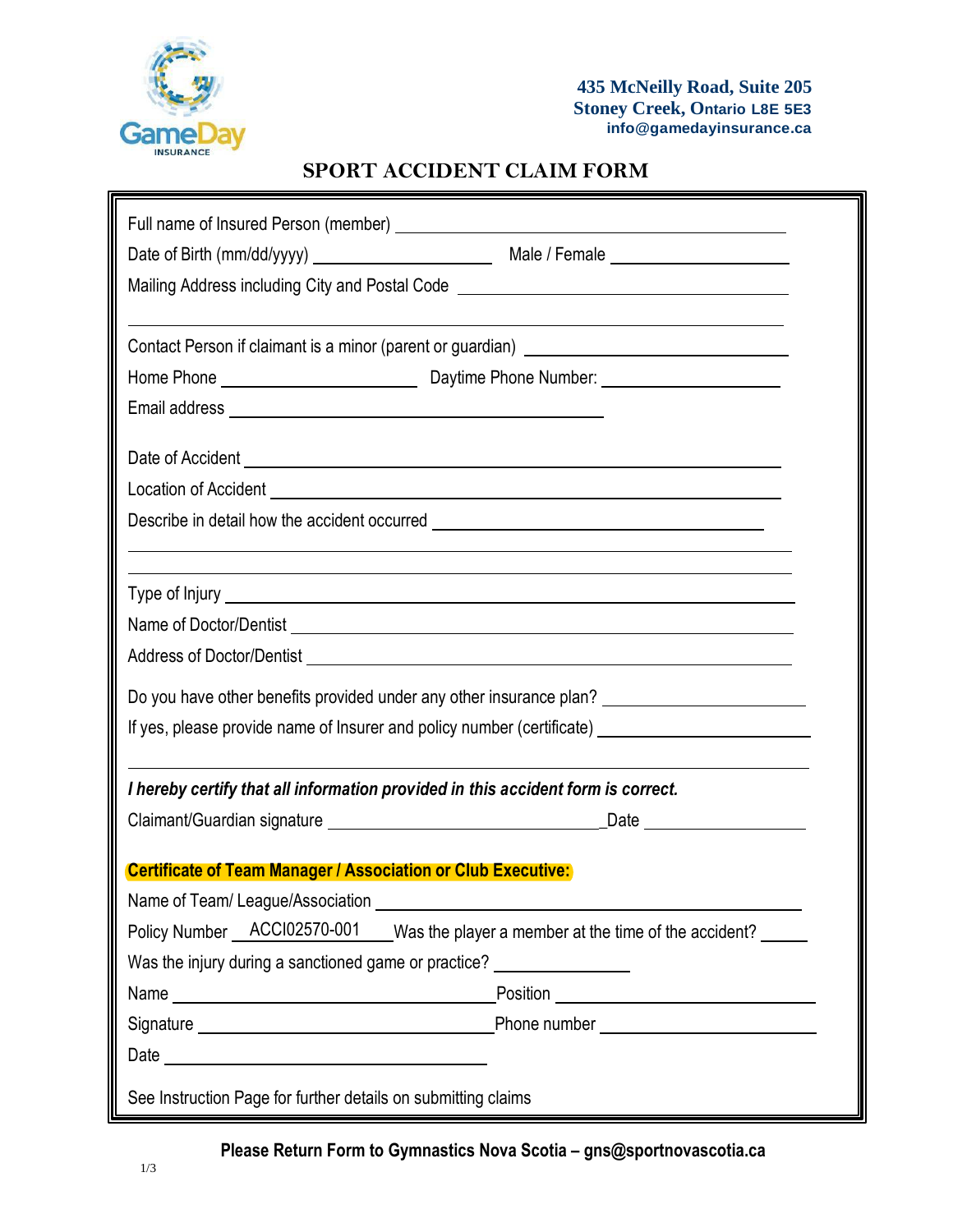GameDay INSURANCE

**435 McNeilly Road, Suite 205**
**Stoney Creek, Ontario L8E 5E3**
**info@gamedayinsurance.ca**

# SPORT ACCIDENT CLAIM FORM

Full name of Insured Person (member) ______________________________

Date of Birth (mm/dd/yyyy) ______________ Male / Female ______________

Mailing Address including City and Postal Code ______________________________

______________________________

Contact Person if claimant is a minor (parent or guardian) ______________________________

Home Phone ______________ Daytime Phone Number: ______________

Email address ______________________________

Date of Accident ______________________________

Location of Accident ______________________________

Describe in detail how the accident occurred ______________________________

______________________________

______________________________

Type of Injury ______________________________

Name of Doctor/Dentist ______________________________

Address of Doctor/Dentist ______________________________

Do you have other benefits provided under any other insurance plan? ______________

If yes, please provide name of Insurer and policy number (certificate) ______________

______________________________

***I hereby certify that all information provided in this accident form is correct.***

Claimant/Guardian signature ______________________________ Date ______________

**Certificate of Team Manager / Association or Club Executive:**

Name of Team/ League/Association ______________________________

Policy Number ACCI02570-001 Was the player a member at the time of the accident? ______

Was the injury during a sanctioned game or practice? ______________

Name ______________________________ Position ______________________________

Signature ______________________________ Phone number ______________________________

Date ______________________________

See Instruction Page for further details on submitting claims

**Please Return Form to Gymnastics Nova Scotia – gns@sportnovascotia.ca**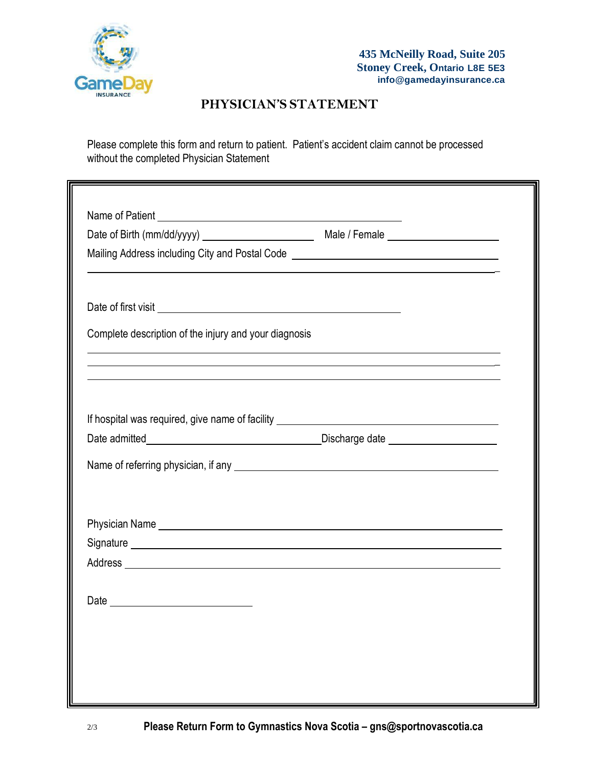GameDay INSURANCE

435 McNeilly Road, Suite 205
Stoney Creek, Ontario L8E 5E3
info@gamedayinsurance.ca

# PHYSICIAN'S STATEMENT

Please complete this form and return to patient. Patient's accident claim cannot be processed without the completed Physician Statement

Name of Patient ______________________________

Date of Birth (mm/dd/yyyy) ______________ Male / Female ______________

Mailing Address including City and Postal Code ______________________________

______________________________________________________________

Date of first visit ______________________________

Complete description of the injury and your diagnosis

______________________________________________________________

______________________________________________________________

______________________________________________________________

If hospital was required, give name of facility ______________________________

Date admitted______________________ Discharge date ______________

Name of referring physician, if any ______________________________

Physician Name ______________________________

Signature ______________________________

Address ______________________________

Date ______________

**Please Return Form to Gymnastics Nova Scotia – gns@sportnovascotia.ca**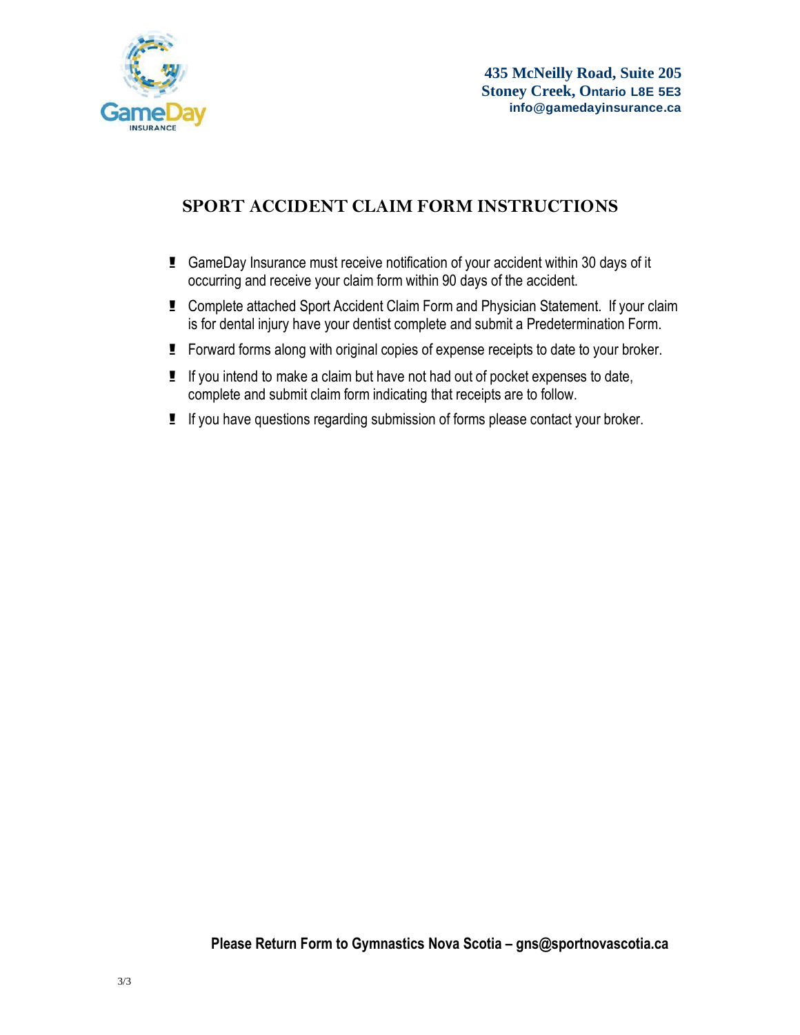435 McNeilly Road, Suite 205
Stoney Creek, Ontario L8E 5E3
info@gamedayinsurance.ca

## SPORT ACCIDENT CLAIM FORM INSTRUCTIONS

- GameDay Insurance must receive notification of your accident within 30 days of it occurring and receive your claim form within 90 days of the accident.
- Complete attached Sport Accident Claim Form and Physician Statement. If your claim is for dental injury have your dentist complete and submit a Predetermination Form.
- Forward forms along with original copies of expense receipts to date to your broker.
- If you intend to make a claim but have not had out of pocket expenses to date, complete and submit claim form indicating that receipts are to follow.
- If you have questions regarding submission of forms please contact your broker.

**Please Return Form to Gymnastics Nova Scotia – gns@sportnovascotia.ca**